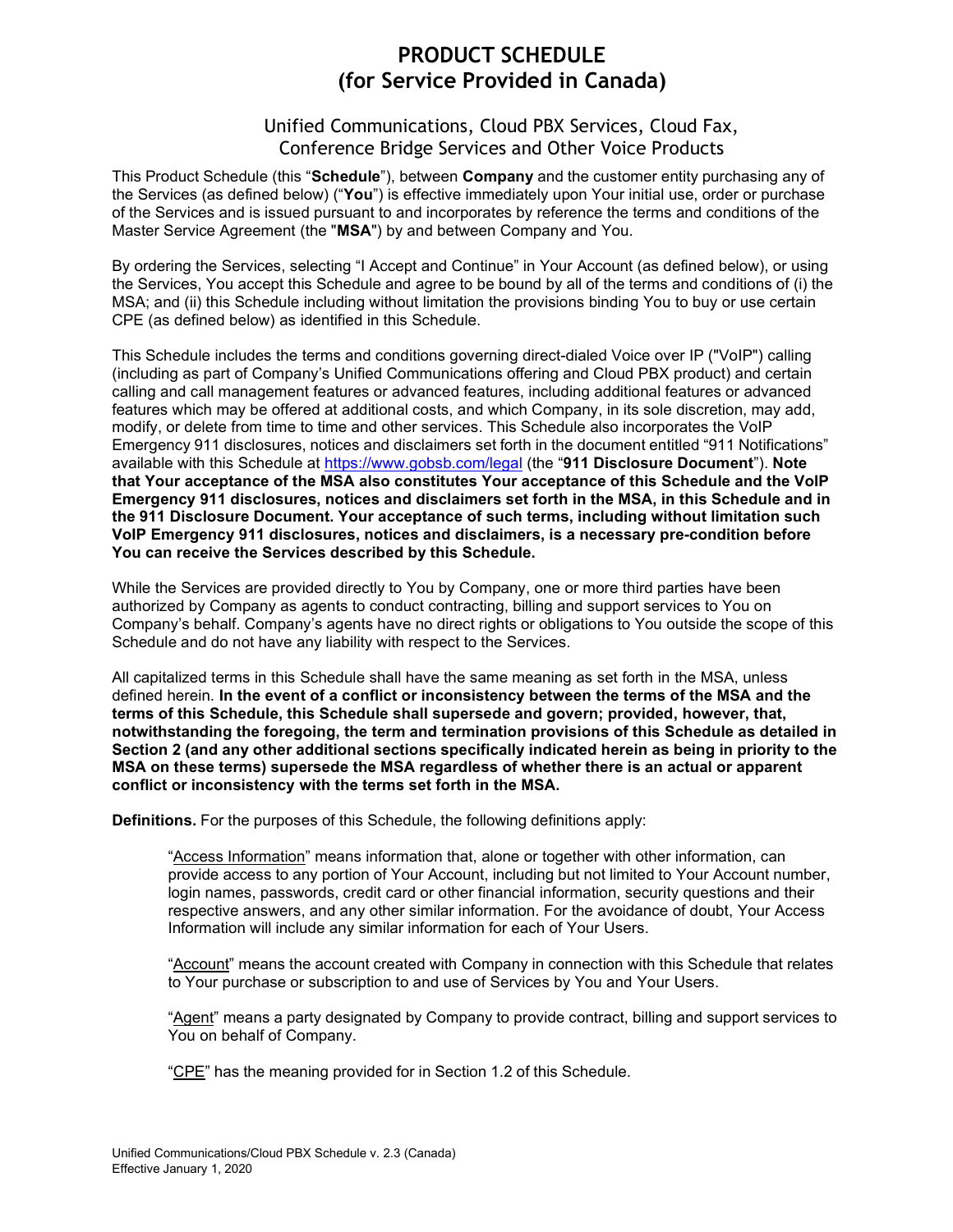# PRODUCT SCHEDULE
# (for Service Provided in Canada)

## Unified Communications, Cloud PBX Services, Cloud Fax, Conference Bridge Services and Other Voice Products

This Product Schedule (this "**Schedule**"), between **Company** and the customer entity purchasing any of the Services (as defined below) ("**You**") is effective immediately upon Your initial use, order or purchase of the Services and is issued pursuant to and incorporates by reference the terms and conditions of the Master Service Agreement (the "**MSA**") by and between Company and You.

By ordering the Services, selecting "I Accept and Continue" in Your Account (as defined below), or using the Services, You accept this Schedule and agree to be bound by all of the terms and conditions of (i) the MSA; and (ii) this Schedule including without limitation the provisions binding You to buy or use certain CPE (as defined below) as identified in this Schedule.

This Schedule includes the terms and conditions governing direct-dialed Voice over IP ("VoIP") calling (including as part of Company's Unified Communications offering and Cloud PBX product) and certain calling and call management features or advanced features, including additional features or advanced features which may be offered at additional costs, and which Company, in its sole discretion, may add, modify, or delete from time to time and other services. This Schedule also incorporates the VoIP Emergency 911 disclosures, notices and disclaimers set forth in the document entitled "911 Notifications" available with this Schedule at https://www.gobsb.com/legal (the "**911 Disclosure Document**"). **Note that Your acceptance of the MSA also constitutes Your acceptance of this Schedule and the VoIP Emergency 911 disclosures, notices and disclaimers set forth in the MSA, in this Schedule and in the 911 Disclosure Document. Your acceptance of such terms, including without limitation such VoIP Emergency 911 disclosures, notices and disclaimers, is a necessary pre-condition before You can receive the Services described by this Schedule.**

While the Services are provided directly to You by Company, one or more third parties have been authorized by Company as agents to conduct contracting, billing and support services to You on Company's behalf. Company's agents have no direct rights or obligations to You outside the scope of this Schedule and do not have any liability with respect to the Services.

All capitalized terms in this Schedule shall have the same meaning as set forth in the MSA, unless defined herein. **In the event of a conflict or inconsistency between the terms of the MSA and the terms of this Schedule, this Schedule shall supersede and govern; provided, however, that, notwithstanding the foregoing, the term and termination provisions of this Schedule as detailed in Section 2 (and any other additional sections specifically indicated herein as being in priority to the MSA on these terms) supersede the MSA regardless of whether there is an actual or apparent conflict or inconsistency with the terms set forth in the MSA.**

**Definitions.** For the purposes of this Schedule, the following definitions apply:

"Access Information" means information that, alone or together with other information, can provide access to any portion of Your Account, including but not limited to Your Account number, login names, passwords, credit card or other financial information, security questions and their respective answers, and any other similar information. For the avoidance of doubt, Your Access Information will include any similar information for each of Your Users.

"Account" means the account created with Company in connection with this Schedule that relates to Your purchase or subscription to and use of Services by You and Your Users.

"Agent" means a party designated by Company to provide contract, billing and support services to You on behalf of Company.

"CPE" has the meaning provided for in Section 1.2 of this Schedule.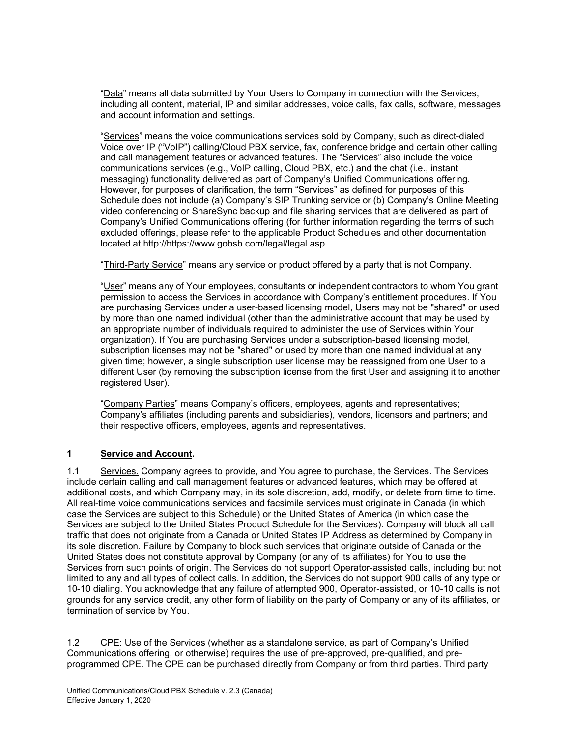"Data" means all data submitted by Your Users to Company in connection with the Services, including all content, material, IP and similar addresses, voice calls, fax calls, software, messages and account information and settings.

"Services" means the voice communications services sold by Company, such as direct-dialed Voice over IP ("VoIP") calling/Cloud PBX service, fax, conference bridge and certain other calling and call management features or advanced features. The "Services" also include the voice communications services (e.g., VoIP calling, Cloud PBX, etc.) and the chat (i.e., instant messaging) functionality delivered as part of Company's Unified Communications offering. However, for purposes of clarification, the term "Services" as defined for purposes of this Schedule does not include (a) Company's SIP Trunking service or (b) Company's Online Meeting video conferencing or ShareSync backup and file sharing services that are delivered as part of Company's Unified Communications offering (for further information regarding the terms of such excluded offerings, please refer to the applicable Product Schedules and other documentation located at http://https://www.gobsb.com/legal/legal.asp.

"Third-Party Service" means any service or product offered by a party that is not Company.

"User" means any of Your employees, consultants or independent contractors to whom You grant permission to access the Services in accordance with Company's entitlement procedures. If You are purchasing Services under a user-based licensing model, Users may not be "shared" or used by more than one named individual (other than the administrative account that may be used by an appropriate number of individuals required to administer the use of Services within Your organization). If You are purchasing Services under a subscription-based licensing model, subscription licenses may not be "shared" or used by more than one named individual at any given time; however, a single subscription user license may be reassigned from one User to a different User (by removing the subscription license from the first User and assigning it to another registered User).

"Company Parties" means Company's officers, employees, agents and representatives; Company's affiliates (including parents and subsidiaries), vendors, licensors and partners; and their respective officers, employees, agents and representatives.

## 1 Service and Account.

1.1 Services. Company agrees to provide, and You agree to purchase, the Services. The Services include certain calling and call management features or advanced features, which may be offered at additional costs, and which Company may, in its sole discretion, add, modify, or delete from time to time. All real-time voice communications services and facsimile services must originate in Canada (in which case the Services are subject to this Schedule) or the United States of America (in which case the Services are subject to the United States Product Schedule for the Services). Company will block all call traffic that does not originate from a Canada or United States IP Address as determined by Company in its sole discretion. Failure by Company to block such services that originate outside of Canada or the United States does not constitute approval by Company (or any of its affiliates) for You to use the Services from such points of origin. The Services do not support Operator-assisted calls, including but not limited to any and all types of collect calls. In addition, the Services do not support 900 calls of any type or 10-10 dialing. You acknowledge that any failure of attempted 900, Operator-assisted, or 10-10 calls is not grounds for any service credit, any other form of liability on the party of Company or any of its affiliates, or termination of service by You.

1.2 CPE: Use of the Services (whether as a standalone service, as part of Company's Unified Communications offering, or otherwise) requires the use of pre-approved, pre-qualified, and pre-programmed CPE. The CPE can be purchased directly from Company or from third parties. Third party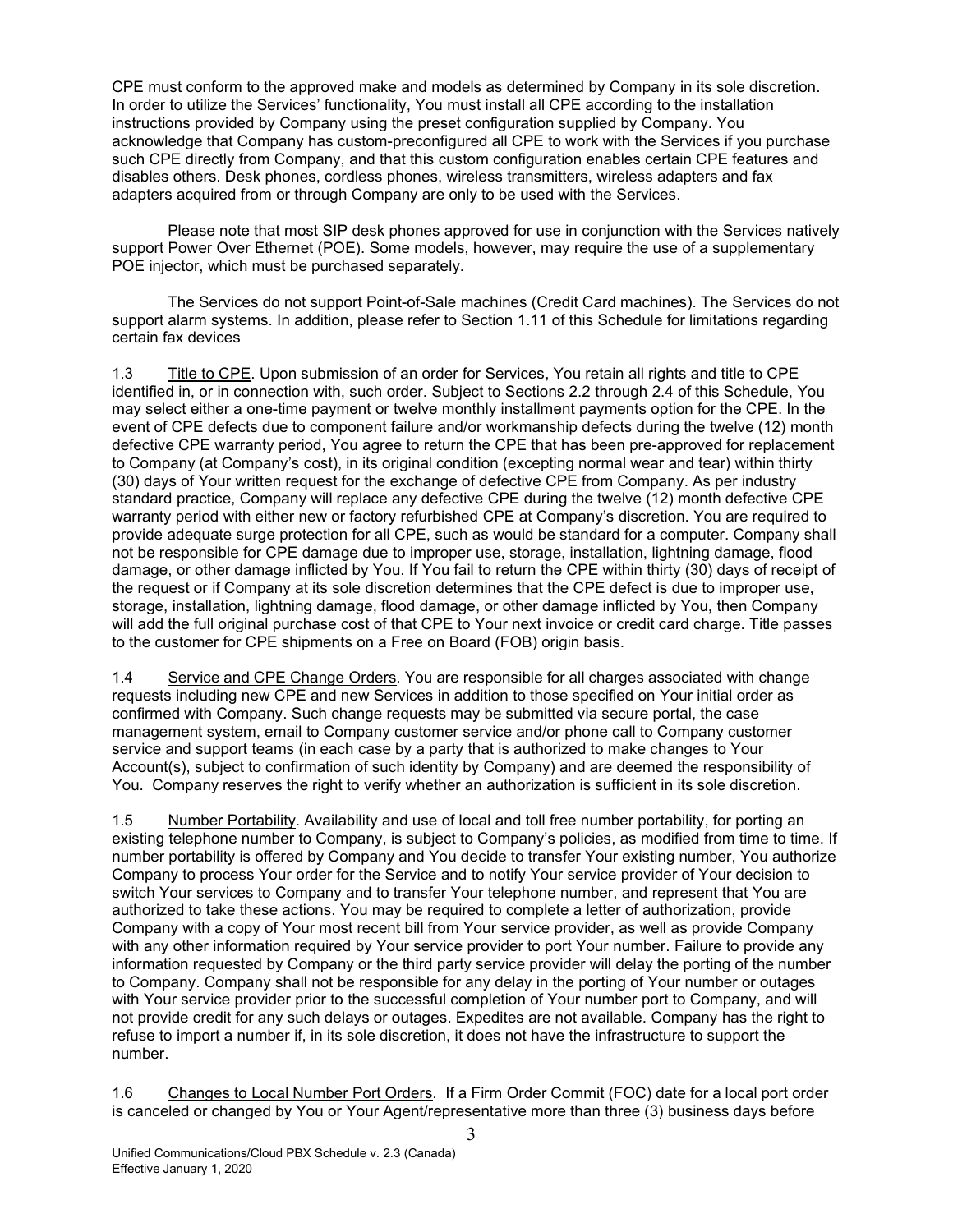CPE must conform to the approved make and models as determined by Company in its sole discretion. In order to utilize the Services' functionality, You must install all CPE according to the installation instructions provided by Company using the preset configuration supplied by Company. You acknowledge that Company has custom-preconfigured all CPE to work with the Services if you purchase such CPE directly from Company, and that this custom configuration enables certain CPE features and disables others. Desk phones, cordless phones, wireless transmitters, wireless adapters and fax adapters acquired from or through Company are only to be used with the Services.

Please note that most SIP desk phones approved for use in conjunction with the Services natively support Power Over Ethernet (POE). Some models, however, may require the use of a supplementary POE injector, which must be purchased separately.

The Services do not support Point-of-Sale machines (Credit Card machines). The Services do not support alarm systems. In addition, please refer to Section 1.11 of this Schedule for limitations regarding certain fax devices

1.3 Title to CPE. Upon submission of an order for Services, You retain all rights and title to CPE identified in, or in connection with, such order. Subject to Sections 2.2 through 2.4 of this Schedule, You may select either a one-time payment or twelve monthly installment payments option for the CPE. In the event of CPE defects due to component failure and/or workmanship defects during the twelve (12) month defective CPE warranty period, You agree to return the CPE that has been pre-approved for replacement to Company (at Company's cost), in its original condition (excepting normal wear and tear) within thirty (30) days of Your written request for the exchange of defective CPE from Company. As per industry standard practice, Company will replace any defective CPE during the twelve (12) month defective CPE warranty period with either new or factory refurbished CPE at Company's discretion. You are required to provide adequate surge protection for all CPE, such as would be standard for a computer. Company shall not be responsible for CPE damage due to improper use, storage, installation, lightning damage, flood damage, or other damage inflicted by You. If You fail to return the CPE within thirty (30) days of receipt of the request or if Company at its sole discretion determines that the CPE defect is due to improper use, storage, installation, lightning damage, flood damage, or other damage inflicted by You, then Company will add the full original purchase cost of that CPE to Your next invoice or credit card charge. Title passes to the customer for CPE shipments on a Free on Board (FOB) origin basis.

1.4 Service and CPE Change Orders. You are responsible for all charges associated with change requests including new CPE and new Services in addition to those specified on Your initial order as confirmed with Company. Such change requests may be submitted via secure portal, the case management system, email to Company customer service and/or phone call to Company customer service and support teams (in each case by a party that is authorized to make changes to Your Account(s), subject to confirmation of such identity by Company) and are deemed the responsibility of You. Company reserves the right to verify whether an authorization is sufficient in its sole discretion.

1.5 Number Portability. Availability and use of local and toll free number portability, for porting an existing telephone number to Company, is subject to Company's policies, as modified from time to time. If number portability is offered by Company and You decide to transfer Your existing number, You authorize Company to process Your order for the Service and to notify Your service provider of Your decision to switch Your services to Company and to transfer Your telephone number, and represent that You are authorized to take these actions. You may be required to complete a letter of authorization, provide Company with a copy of Your most recent bill from Your service provider, as well as provide Company with any other information required by Your service provider to port Your number. Failure to provide any information requested by Company or the third party service provider will delay the porting of the number to Company. Company shall not be responsible for any delay in the porting of Your number or outages with Your service provider prior to the successful completion of Your number port to Company, and will not provide credit for any such delays or outages. Expedites are not available. Company has the right to refuse to import a number if, in its sole discretion, it does not have the infrastructure to support the number.

1.6 Changes to Local Number Port Orders. If a Firm Order Commit (FOC) date for a local port order is canceled or changed by You or Your Agent/representative more than three (3) business days before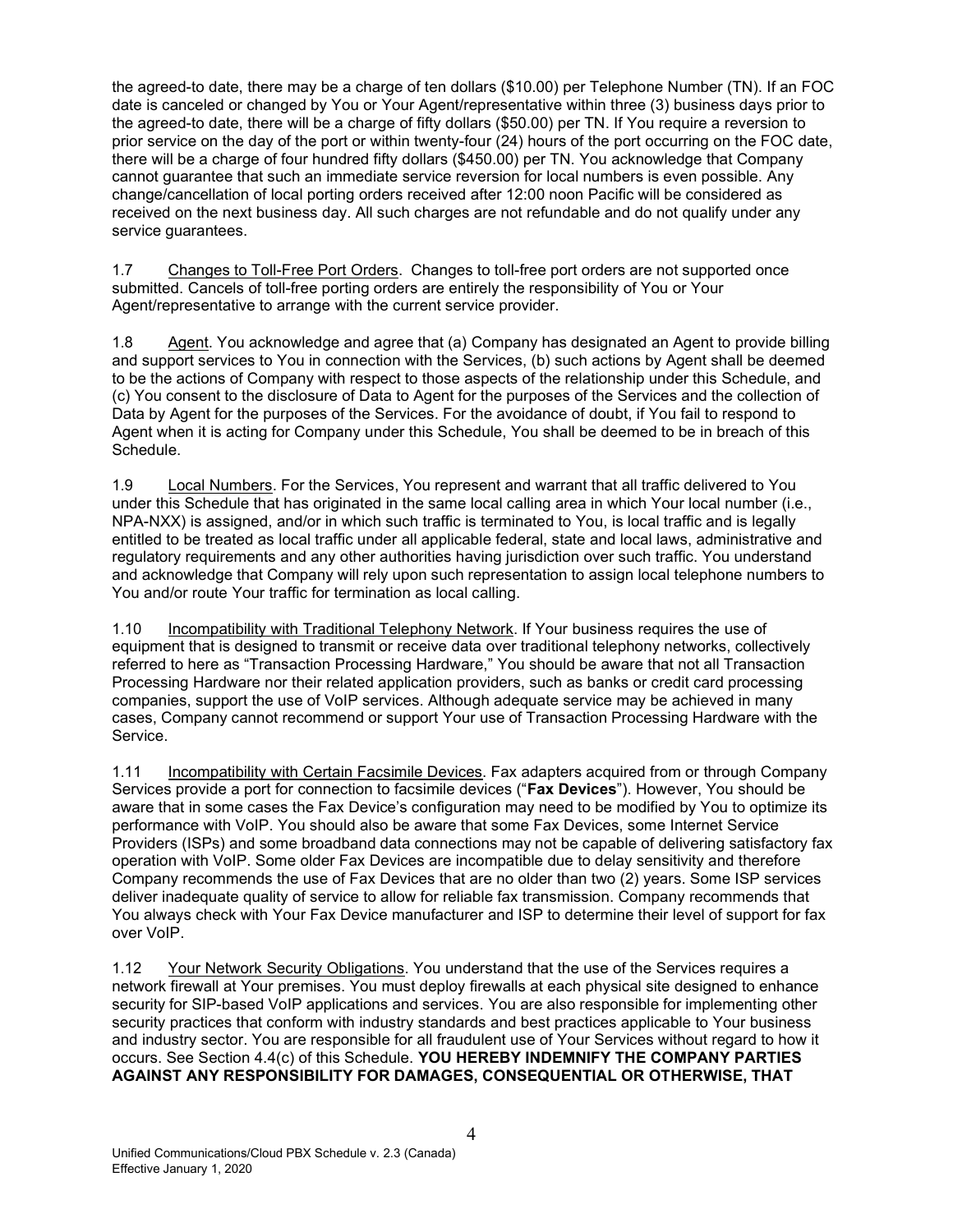the agreed-to date, there may be a charge of ten dollars ($10.00) per Telephone Number (TN). If an FOC date is canceled or changed by You or Your Agent/representative within three (3) business days prior to the agreed-to date, there will be a charge of fifty dollars ($50.00) per TN. If You require a reversion to prior service on the day of the port or within twenty-four (24) hours of the port occurring on the FOC date, there will be a charge of four hundred fifty dollars ($450.00) per TN. You acknowledge that Company cannot guarantee that such an immediate service reversion for local numbers is even possible. Any change/cancellation of local porting orders received after 12:00 noon Pacific will be considered as received on the next business day. All such charges are not refundable and do not qualify under any service guarantees.

1.7 Changes to Toll-Free Port Orders. Changes to toll-free port orders are not supported once submitted. Cancels of toll-free porting orders are entirely the responsibility of You or Your Agent/representative to arrange with the current service provider.

1.8 Agent. You acknowledge and agree that (a) Company has designated an Agent to provide billing and support services to You in connection with the Services, (b) such actions by Agent shall be deemed to be the actions of Company with respect to those aspects of the relationship under this Schedule, and (c) You consent to the disclosure of Data to Agent for the purposes of the Services and the collection of Data by Agent for the purposes of the Services. For the avoidance of doubt, if You fail to respond to Agent when it is acting for Company under this Schedule, You shall be deemed to be in breach of this Schedule.

1.9 Local Numbers. For the Services, You represent and warrant that all traffic delivered to You under this Schedule that has originated in the same local calling area in which Your local number (i.e., NPA-NXX) is assigned, and/or in which such traffic is terminated to You, is local traffic and is legally entitled to be treated as local traffic under all applicable federal, state and local laws, administrative and regulatory requirements and any other authorities having jurisdiction over such traffic. You understand and acknowledge that Company will rely upon such representation to assign local telephone numbers to You and/or route Your traffic for termination as local calling.

1.10 Incompatibility with Traditional Telephony Network. If Your business requires the use of equipment that is designed to transmit or receive data over traditional telephony networks, collectively referred to here as "Transaction Processing Hardware," You should be aware that not all Transaction Processing Hardware nor their related application providers, such as banks or credit card processing companies, support the use of VoIP services. Although adequate service may be achieved in many cases, Company cannot recommend or support Your use of Transaction Processing Hardware with the Service.

1.11 Incompatibility with Certain Facsimile Devices. Fax adapters acquired from or through Company Services provide a port for connection to facsimile devices ("**Fax Devices**"). However, You should be aware that in some cases the Fax Device's configuration may need to be modified by You to optimize its performance with VoIP. You should also be aware that some Fax Devices, some Internet Service Providers (ISPs) and some broadband data connections may not be capable of delivering satisfactory fax operation with VoIP. Some older Fax Devices are incompatible due to delay sensitivity and therefore Company recommends the use of Fax Devices that are no older than two (2) years. Some ISP services deliver inadequate quality of service to allow for reliable fax transmission. Company recommends that You always check with Your Fax Device manufacturer and ISP to determine their level of support for fax over VoIP.

1.12 Your Network Security Obligations. You understand that the use of the Services requires a network firewall at Your premises. You must deploy firewalls at each physical site designed to enhance security for SIP-based VoIP applications and services. You are also responsible for implementing other security practices that conform with industry standards and best practices applicable to Your business and industry sector. You are responsible for all fraudulent use of Your Services without regard to how it occurs. See Section 4.4(c) of this Schedule. **YOU HEREBY INDEMNIFY THE COMPANY PARTIES AGAINST ANY RESPONSIBILITY FOR DAMAGES, CONSEQUENTIAL OR OTHERWISE, THAT**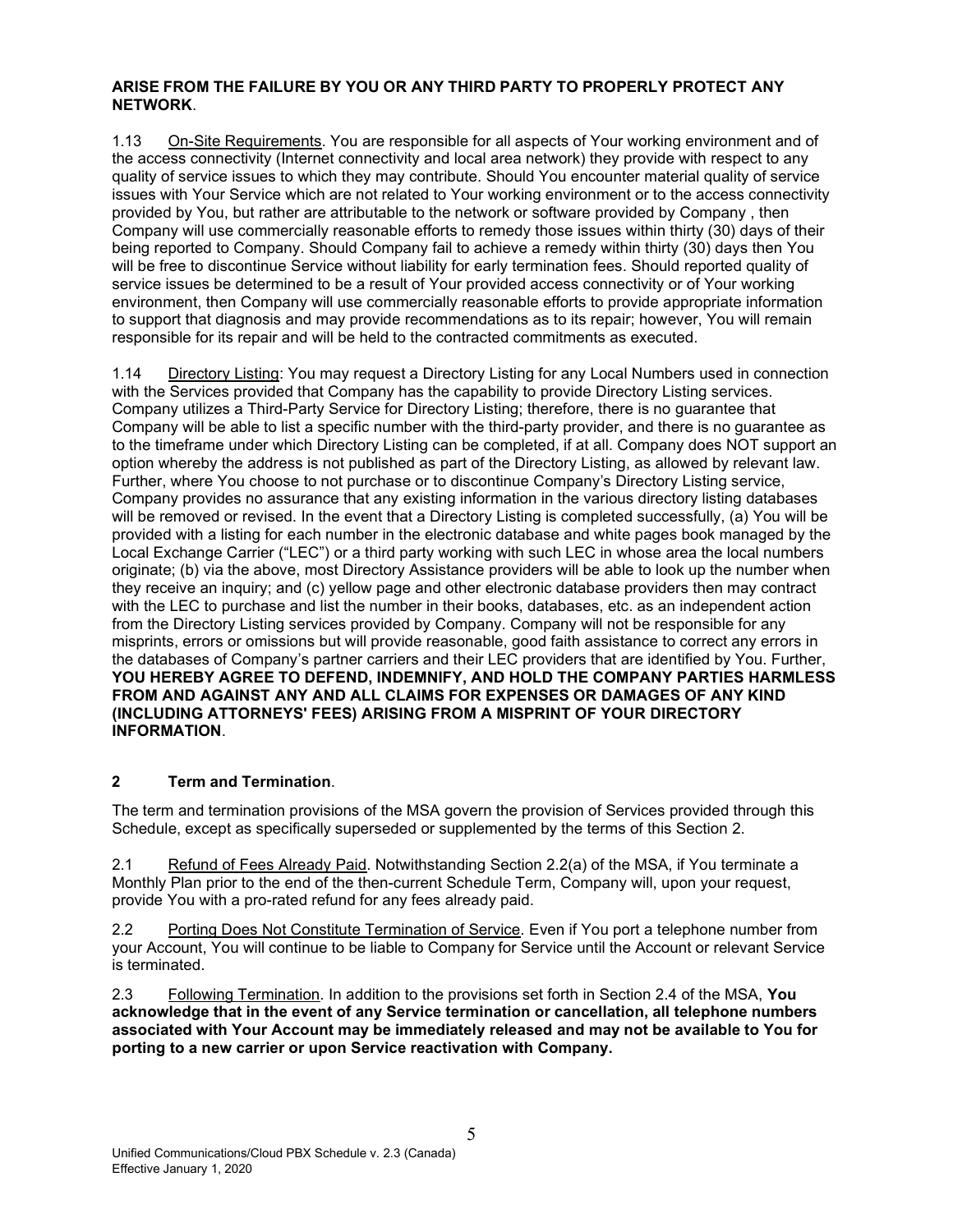**ARISE FROM THE FAILURE BY YOU OR ANY THIRD PARTY TO PROPERLY PROTECT ANY NETWORK**.

1.13 On-Site Requirements. You are responsible for all aspects of Your working environment and of the access connectivity (Internet connectivity and local area network) they provide with respect to any quality of service issues to which they may contribute. Should You encounter material quality of service issues with Your Service which are not related to Your working environment or to the access connectivity provided by You, but rather are attributable to the network or software provided by Company , then Company will use commercially reasonable efforts to remedy those issues within thirty (30) days of their being reported to Company. Should Company fail to achieve a remedy within thirty (30) days then You will be free to discontinue Service without liability for early termination fees. Should reported quality of service issues be determined to be a result of Your provided access connectivity or of Your working environment, then Company will use commercially reasonable efforts to provide appropriate information to support that diagnosis and may provide recommendations as to its repair; however, You will remain responsible for its repair and will be held to the contracted commitments as executed.

1.14 Directory Listing: You may request a Directory Listing for any Local Numbers used in connection with the Services provided that Company has the capability to provide Directory Listing services. Company utilizes a Third-Party Service for Directory Listing; therefore, there is no guarantee that Company will be able to list a specific number with the third-party provider, and there is no guarantee as to the timeframe under which Directory Listing can be completed, if at all. Company does NOT support an option whereby the address is not published as part of the Directory Listing, as allowed by relevant law. Further, where You choose to not purchase or to discontinue Company's Directory Listing service, Company provides no assurance that any existing information in the various directory listing databases will be removed or revised. In the event that a Directory Listing is completed successfully, (a) You will be provided with a listing for each number in the electronic database and white pages book managed by the Local Exchange Carrier ("LEC") or a third party working with such LEC in whose area the local numbers originate; (b) via the above, most Directory Assistance providers will be able to look up the number when they receive an inquiry; and (c) yellow page and other electronic database providers then may contract with the LEC to purchase and list the number in their books, databases, etc. as an independent action from the Directory Listing services provided by Company. Company will not be responsible for any misprints, errors or omissions but will provide reasonable, good faith assistance to correct any errors in the databases of Company's partner carriers and their LEC providers that are identified by You. Further, **YOU HEREBY AGREE TO DEFEND, INDEMNIFY, AND HOLD THE COMPANY PARTIES HARMLESS FROM AND AGAINST ANY AND ALL CLAIMS FOR EXPENSES OR DAMAGES OF ANY KIND (INCLUDING ATTORNEYS' FEES) ARISING FROM A MISPRINT OF YOUR DIRECTORY INFORMATION**.

## 2 Term and Termination.

The term and termination provisions of the MSA govern the provision of Services provided through this Schedule, except as specifically superseded or supplemented by the terms of this Section 2.

2.1 Refund of Fees Already Paid. Notwithstanding Section 2.2(a) of the MSA, if You terminate a Monthly Plan prior to the end of the then-current Schedule Term, Company will, upon your request, provide You with a pro-rated refund for any fees already paid.

2.2 Porting Does Not Constitute Termination of Service. Even if You port a telephone number from your Account, You will continue to be liable to Company for Service until the Account or relevant Service is terminated.

2.3 Following Termination. In addition to the provisions set forth in Section 2.4 of the MSA, **You acknowledge that in the event of any Service termination or cancellation, all telephone numbers associated with Your Account may be immediately released and may not be available to You for porting to a new carrier or upon Service reactivation with Company.**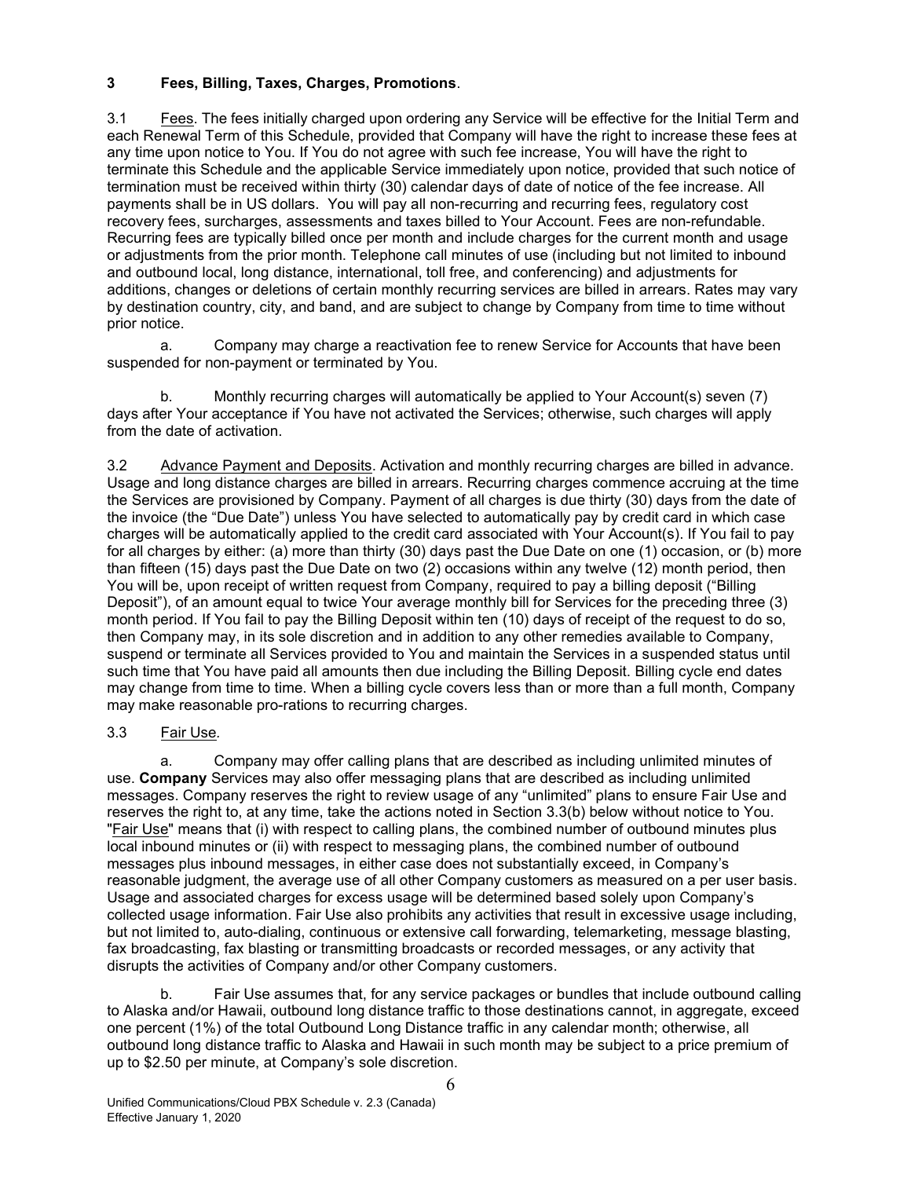## 3 Fees, Billing, Taxes, Charges, Promotions.

3.1 Fees. The fees initially charged upon ordering any Service will be effective for the Initial Term and each Renewal Term of this Schedule, provided that Company will have the right to increase these fees at any time upon notice to You. If You do not agree with such fee increase, You will have the right to terminate this Schedule and the applicable Service immediately upon notice, provided that such notice of termination must be received within thirty (30) calendar days of date of notice of the fee increase. All payments shall be in US dollars. You will pay all non-recurring and recurring fees, regulatory cost recovery fees, surcharges, assessments and taxes billed to Your Account. Fees are non-refundable. Recurring fees are typically billed once per month and include charges for the current month and usage or adjustments from the prior month. Telephone call minutes of use (including but not limited to inbound and outbound local, long distance, international, toll free, and conferencing) and adjustments for additions, changes or deletions of certain monthly recurring services are billed in arrears. Rates may vary by destination country, city, and band, and are subject to change by Company from time to time without prior notice.

a. Company may charge a reactivation fee to renew Service for Accounts that have been suspended for non-payment or terminated by You.

b. Monthly recurring charges will automatically be applied to Your Account(s) seven (7) days after Your acceptance if You have not activated the Services; otherwise, such charges will apply from the date of activation.

3.2 Advance Payment and Deposits. Activation and monthly recurring charges are billed in advance. Usage and long distance charges are billed in arrears. Recurring charges commence accruing at the time the Services are provisioned by Company. Payment of all charges is due thirty (30) days from the date of the invoice (the "Due Date") unless You have selected to automatically pay by credit card in which case charges will be automatically applied to the credit card associated with Your Account(s). If You fail to pay for all charges by either: (a) more than thirty (30) days past the Due Date on one (1) occasion, or (b) more than fifteen (15) days past the Due Date on two (2) occasions within any twelve (12) month period, then You will be, upon receipt of written request from Company, required to pay a billing deposit ("Billing Deposit"), of an amount equal to twice Your average monthly bill for Services for the preceding three (3) month period. If You fail to pay the Billing Deposit within ten (10) days of receipt of the request to do so, then Company may, in its sole discretion and in addition to any other remedies available to Company, suspend or terminate all Services provided to You and maintain the Services in a suspended status until such time that You have paid all amounts then due including the Billing Deposit. Billing cycle end dates may change from time to time. When a billing cycle covers less than or more than a full month, Company may make reasonable pro-rations to recurring charges.

3.3 Fair Use.

a. Company may offer calling plans that are described as including unlimited minutes of use. **Company** Services may also offer messaging plans that are described as including unlimited messages. Company reserves the right to review usage of any "unlimited" plans to ensure Fair Use and reserves the right to, at any time, take the actions noted in Section 3.3(b) below without notice to You. "Fair Use" means that (i) with respect to calling plans, the combined number of outbound minutes plus local inbound minutes or (ii) with respect to messaging plans, the combined number of outbound messages plus inbound messages, in either case does not substantially exceed, in Company's reasonable judgment, the average use of all other Company customers as measured on a per user basis. Usage and associated charges for excess usage will be determined based solely upon Company's collected usage information. Fair Use also prohibits any activities that result in excessive usage including, but not limited to, auto-dialing, continuous or extensive call forwarding, telemarketing, message blasting, fax broadcasting, fax blasting or transmitting broadcasts or recorded messages, or any activity that disrupts the activities of Company and/or other Company customers.

b. Fair Use assumes that, for any service packages or bundles that include outbound calling to Alaska and/or Hawaii, outbound long distance traffic to those destinations cannot, in aggregate, exceed one percent (1%) of the total Outbound Long Distance traffic in any calendar month; otherwise, all outbound long distance traffic to Alaska and Hawaii in such month may be subject to a price premium of up to $2.50 per minute, at Company's sole discretion.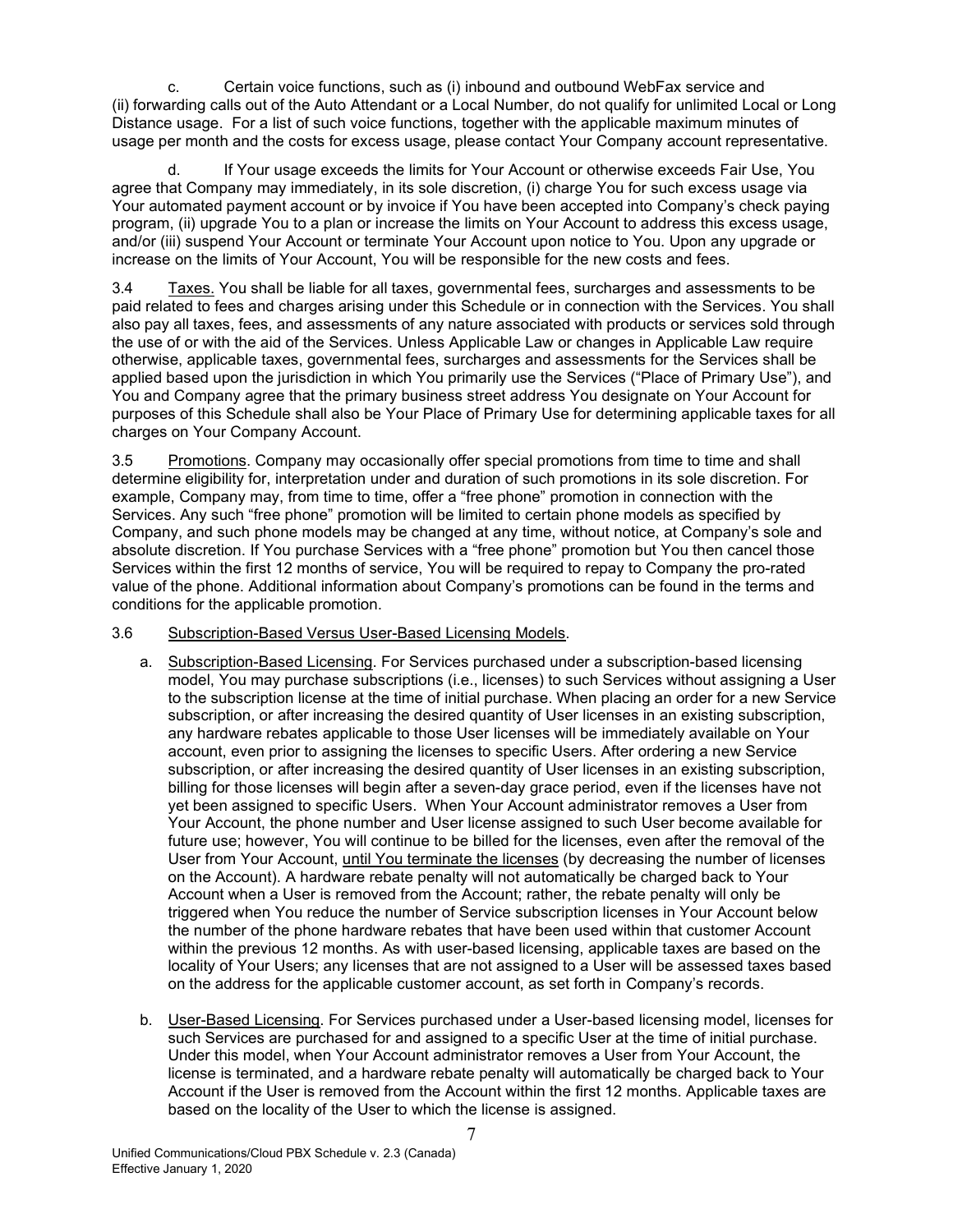c. Certain voice functions, such as (i) inbound and outbound WebFax service and (ii) forwarding calls out of the Auto Attendant or a Local Number, do not qualify for unlimited Local or Long Distance usage. For a list of such voice functions, together with the applicable maximum minutes of usage per month and the costs for excess usage, please contact Your Company account representative.

d. If Your usage exceeds the limits for Your Account or otherwise exceeds Fair Use, You agree that Company may immediately, in its sole discretion, (i) charge You for such excess usage via Your automated payment account or by invoice if You have been accepted into Company's check paying program, (ii) upgrade You to a plan or increase the limits on Your Account to address this excess usage, and/or (iii) suspend Your Account or terminate Your Account upon notice to You. Upon any upgrade or increase on the limits of Your Account, You will be responsible for the new costs and fees.

3.4 <u>Taxes.</u> You shall be liable for all taxes, governmental fees, surcharges and assessments to be paid related to fees and charges arising under this Schedule or in connection with the Services. You shall also pay all taxes, fees, and assessments of any nature associated with products or services sold through the use of or with the aid of the Services. Unless Applicable Law or changes in Applicable Law require otherwise, applicable taxes, governmental fees, surcharges and assessments for the Services shall be applied based upon the jurisdiction in which You primarily use the Services ("Place of Primary Use"), and You and Company agree that the primary business street address You designate on Your Account for purposes of this Schedule shall also be Your Place of Primary Use for determining applicable taxes for all charges on Your Company Account.

3.5 <u>Promotions</u>. Company may occasionally offer special promotions from time to time and shall determine eligibility for, interpretation under and duration of such promotions in its sole discretion. For example, Company may, from time to time, offer a "free phone" promotion in connection with the Services. Any such "free phone" promotion will be limited to certain phone models as specified by Company, and such phone models may be changed at any time, without notice, at Company's sole and absolute discretion. If You purchase Services with a "free phone" promotion but You then cancel those Services within the first 12 months of service, You will be required to repay to Company the pro-rated value of the phone. Additional information about Company's promotions can be found in the terms and conditions for the applicable promotion.

3.6 <u>Subscription-Based Versus User-Based Licensing Models</u>.

a. <u>Subscription-Based Licensing</u>. For Services purchased under a subscription-based licensing model, You may purchase subscriptions (i.e., licenses) to such Services without assigning a User to the subscription license at the time of initial purchase. When placing an order for a new Service subscription, or after increasing the desired quantity of User licenses in an existing subscription, any hardware rebates applicable to those User licenses will be immediately available on Your account, even prior to assigning the licenses to specific Users. After ordering a new Service subscription, or after increasing the desired quantity of User licenses in an existing subscription, billing for those licenses will begin after a seven-day grace period, even if the licenses have not yet been assigned to specific Users. When Your Account administrator removes a User from Your Account, the phone number and User license assigned to such User become available for future use; however, You will continue to be billed for the licenses, even after the removal of the User from Your Account, <u>until You terminate the licenses</u> (by decreasing the number of licenses on the Account). A hardware rebate penalty will not automatically be charged back to Your Account when a User is removed from the Account; rather, the rebate penalty will only be triggered when You reduce the number of Service subscription licenses in Your Account below the number of the phone hardware rebates that have been used within that customer Account within the previous 12 months. As with user-based licensing, applicable taxes are based on the locality of Your Users; any licenses that are not assigned to a User will be assessed taxes based on the address for the applicable customer account, as set forth in Company's records.

b. <u>User-Based Licensing</u>. For Services purchased under a User-based licensing model, licenses for such Services are purchased for and assigned to a specific User at the time of initial purchase. Under this model, when Your Account administrator removes a User from Your Account, the license is terminated, and a hardware rebate penalty will automatically be charged back to Your Account if the User is removed from the Account within the first 12 months. Applicable taxes are based on the locality of the User to which the license is assigned.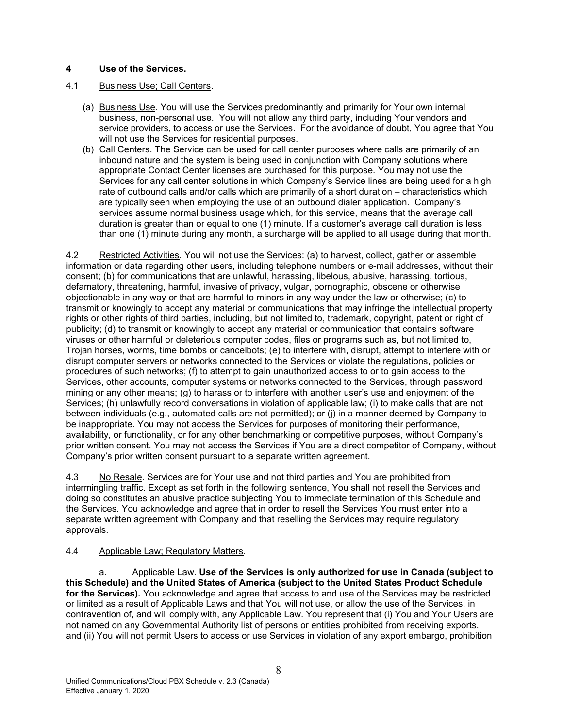## 4 Use of the Services.

4.1 Business Use; Call Centers.

(a) Business Use. You will use the Services predominantly and primarily for Your own internal business, non-personal use. You will not allow any third party, including Your vendors and service providers, to access or use the Services. For the avoidance of doubt, You agree that You will not use the Services for residential purposes.

(b) Call Centers. The Service can be used for call center purposes where calls are primarily of an inbound nature and the system is being used in conjunction with Company solutions where appropriate Contact Center licenses are purchased for this purpose. You may not use the Services for any call center solutions in which Company's Service lines are being used for a high rate of outbound calls and/or calls which are primarily of a short duration – characteristics which are typically seen when employing the use of an outbound dialer application. Company's services assume normal business usage which, for this service, means that the average call duration is greater than or equal to one (1) minute. If a customer's average call duration is less than one (1) minute during any month, a surcharge will be applied to all usage during that month.

4.2 Restricted Activities. You will not use the Services: (a) to harvest, collect, gather or assemble information or data regarding other users, including telephone numbers or e-mail addresses, without their consent; (b) for communications that are unlawful, harassing, libelous, abusive, harassing, tortious, defamatory, threatening, harmful, invasive of privacy, vulgar, pornographic, obscene or otherwise objectionable in any way or that are harmful to minors in any way under the law or otherwise; (c) to transmit or knowingly to accept any material or communications that may infringe the intellectual property rights or other rights of third parties, including, but not limited to, trademark, copyright, patent or right of publicity; (d) to transmit or knowingly to accept any material or communication that contains software viruses or other harmful or deleterious computer codes, files or programs such as, but not limited to, Trojan horses, worms, time bombs or cancelbots; (e) to interfere with, disrupt, attempt to interfere with or disrupt computer servers or networks connected to the Services or violate the regulations, policies or procedures of such networks; (f) to attempt to gain unauthorized access to or to gain access to the Services, other accounts, computer systems or networks connected to the Services, through password mining or any other means; (g) to harass or to interfere with another user's use and enjoyment of the Services; (h) unlawfully record conversations in violation of applicable law; (i) to make calls that are not between individuals (e.g., automated calls are not permitted); or (j) in a manner deemed by Company to be inappropriate. You may not access the Services for purposes of monitoring their performance, availability, or functionality, or for any other benchmarking or competitive purposes, without Company's prior written consent. You may not access the Services if You are a direct competitor of Company, without Company's prior written consent pursuant to a separate written agreement.

4.3 No Resale. Services are for Your use and not third parties and You are prohibited from intermingling traffic. Except as set forth in the following sentence, You shall not resell the Services and doing so constitutes an abusive practice subjecting You to immediate termination of this Schedule and the Services. You acknowledge and agree that in order to resell the Services You must enter into a separate written agreement with Company and that reselling the Services may require regulatory approvals.

4.4 Applicable Law; Regulatory Matters.

a. Applicable Law. **Use of the Services is only authorized for use in Canada (subject to this Schedule) and the United States of America (subject to the United States Product Schedule for the Services).** You acknowledge and agree that access to and use of the Services may be restricted or limited as a result of Applicable Laws and that You will not use, or allow the use of the Services, in contravention of, and will comply with, any Applicable Law. You represent that (i) You and Your Users are not named on any Governmental Authority list of persons or entities prohibited from receiving exports, and (ii) You will not permit Users to access or use Services in violation of any export embargo, prohibition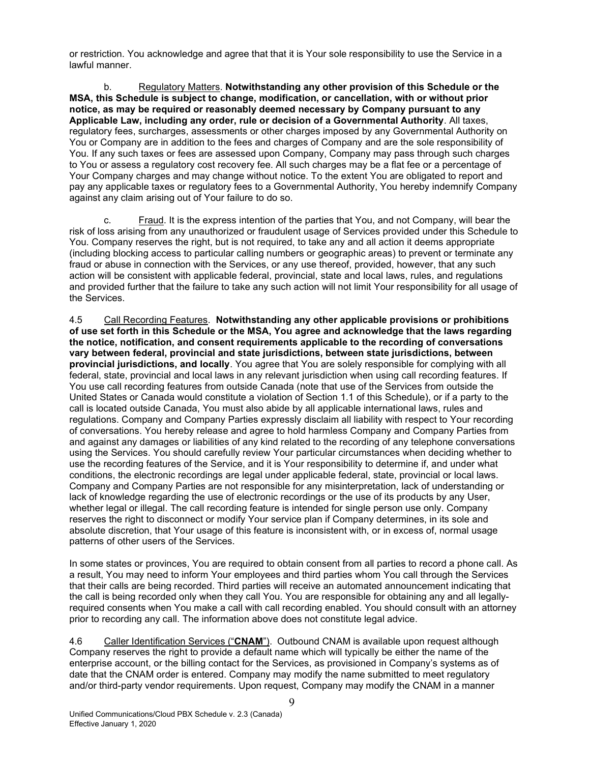or restriction. You acknowledge and agree that that it is Your sole responsibility to use the Service in a lawful manner.

b. Regulatory Matters. **Notwithstanding any other provision of this Schedule or the MSA, this Schedule is subject to change, modification, or cancellation, with or without prior notice, as may be required or reasonably deemed necessary by Company pursuant to any Applicable Law, including any order, rule or decision of a Governmental Authority**. All taxes, regulatory fees, surcharges, assessments or other charges imposed by any Governmental Authority on You or Company are in addition to the fees and charges of Company and are the sole responsibility of You. If any such taxes or fees are assessed upon Company, Company may pass through such charges to You or assess a regulatory cost recovery fee. All such charges may be a flat fee or a percentage of Your Company charges and may change without notice. To the extent You are obligated to report and pay any applicable taxes or regulatory fees to a Governmental Authority, You hereby indemnify Company against any claim arising out of Your failure to do so.

c. Fraud. It is the express intention of the parties that You, and not Company, will bear the risk of loss arising from any unauthorized or fraudulent usage of Services provided under this Schedule to You. Company reserves the right, but is not required, to take any and all action it deems appropriate (including blocking access to particular calling numbers or geographic areas) to prevent or terminate any fraud or abuse in connection with the Services, or any use thereof, provided, however, that any such action will be consistent with applicable federal, provincial, state and local laws, rules, and regulations and provided further that the failure to take any such action will not limit Your responsibility for all usage of the Services.

4.5 Call Recording Features. **Notwithstanding any other applicable provisions or prohibitions of use set forth in this Schedule or the MSA, You agree and acknowledge that the laws regarding the notice, notification, and consent requirements applicable to the recording of conversations vary between federal, provincial and state jurisdictions, between state jurisdictions, between provincial jurisdictions, and locally**. You agree that You are solely responsible for complying with all federal, state, provincial and local laws in any relevant jurisdiction when using call recording features. If You use call recording features from outside Canada (note that use of the Services from outside the United States or Canada would constitute a violation of Section 1.1 of this Schedule), or if a party to the call is located outside Canada, You must also abide by all applicable international laws, rules and regulations. Company and Company Parties expressly disclaim all liability with respect to Your recording of conversations. You hereby release and agree to hold harmless Company and Company Parties from and against any damages or liabilities of any kind related to the recording of any telephone conversations using the Services. You should carefully review Your particular circumstances when deciding whether to use the recording features of the Service, and it is Your responsibility to determine if, and under what conditions, the electronic recordings are legal under applicable federal, state, provincial or local laws. Company and Company Parties are not responsible for any misinterpretation, lack of understanding or lack of knowledge regarding the use of electronic recordings or the use of its products by any User, whether legal or illegal. The call recording feature is intended for single person use only. Company reserves the right to disconnect or modify Your service plan if Company determines, in its sole and absolute discretion, that Your usage of this feature is inconsistent with, or in excess of, normal usage patterns of other users of the Services.

In some states or provinces, You are required to obtain consent from all parties to record a phone call. As a result, You may need to inform Your employees and third parties whom You call through the Services that their calls are being recorded. Third parties will receive an automated announcement indicating that the call is being recorded only when they call You. You are responsible for obtaining any and all legally-required consents when You make a call with call recording enabled. You should consult with an attorney prior to recording any call. The information above does not constitute legal advice.

4.6 Caller Identification Services ("**CNAM**"). Outbound CNAM is available upon request although Company reserves the right to provide a default name which will typically be either the name of the enterprise account, or the billing contact for the Services, as provisioned in Company's systems as of date that the CNAM order is entered. Company may modify the name submitted to meet regulatory and/or third-party vendor requirements. Upon request, Company may modify the CNAM in a manner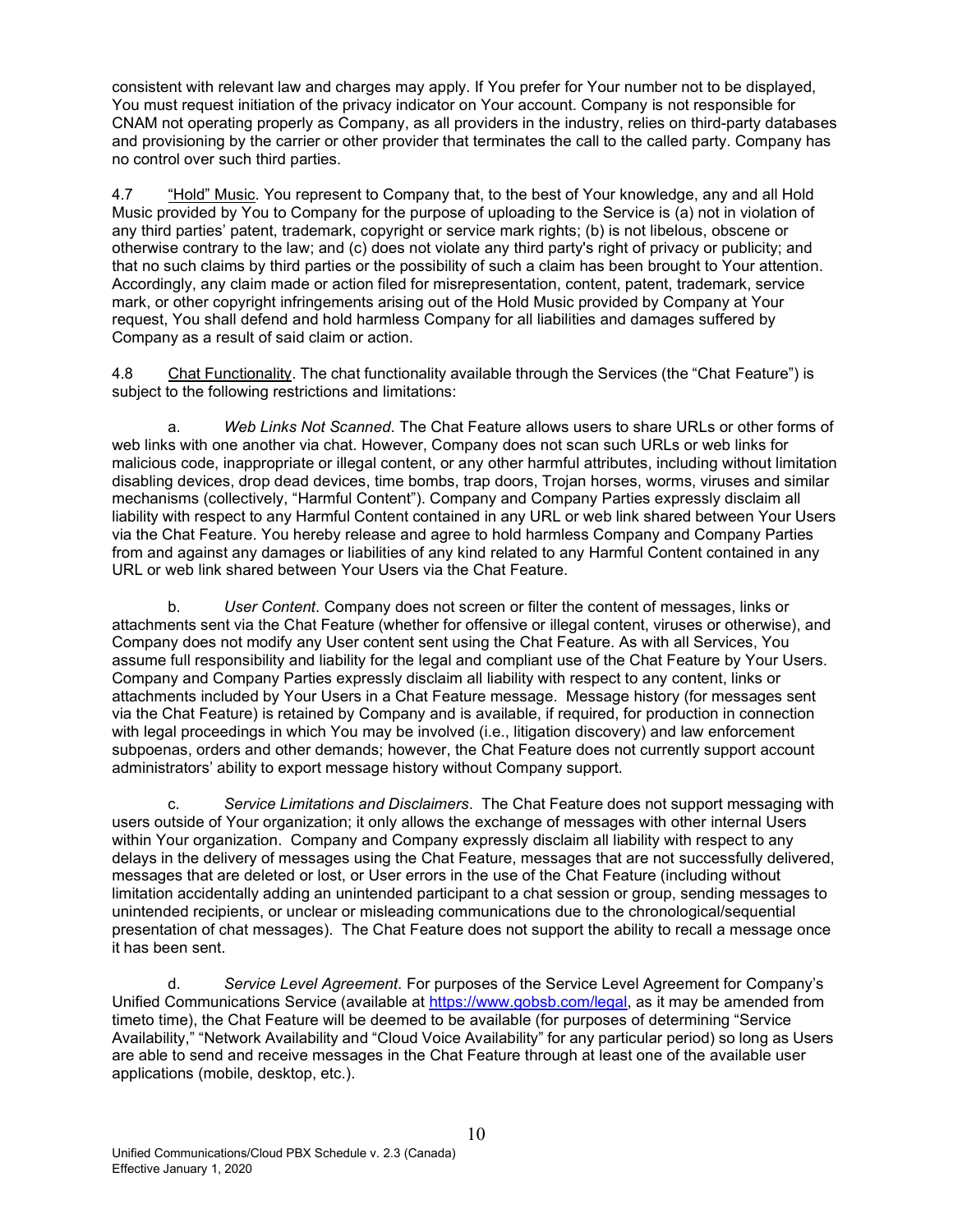consistent with relevant law and charges may apply. If You prefer for Your number not to be displayed, You must request initiation of the privacy indicator on Your account. Company is not responsible for CNAM not operating properly as Company, as all providers in the industry, relies on third-party databases and provisioning by the carrier or other provider that terminates the call to the called party. Company has no control over such third parties.

4.7 "Hold" Music. You represent to Company that, to the best of Your knowledge, any and all Hold Music provided by You to Company for the purpose of uploading to the Service is (a) not in violation of any third parties' patent, trademark, copyright or service mark rights; (b) is not libelous, obscene or otherwise contrary to the law; and (c) does not violate any third party's right of privacy or publicity; and that no such claims by third parties or the possibility of such a claim has been brought to Your attention. Accordingly, any claim made or action filed for misrepresentation, content, patent, trademark, service mark, or other copyright infringements arising out of the Hold Music provided by Company at Your request, You shall defend and hold harmless Company for all liabilities and damages suffered by Company as a result of said claim or action.

4.8 Chat Functionality. The chat functionality available through the Services (the "Chat Feature") is subject to the following restrictions and limitations:

a. *Web Links Not Scanned*. The Chat Feature allows users to share URLs or other forms of web links with one another via chat. However, Company does not scan such URLs or web links for malicious code, inappropriate or illegal content, or any other harmful attributes, including without limitation disabling devices, drop dead devices, time bombs, trap doors, Trojan horses, worms, viruses and similar mechanisms (collectively, "Harmful Content"). Company and Company Parties expressly disclaim all liability with respect to any Harmful Content contained in any URL or web link shared between Your Users via the Chat Feature. You hereby release and agree to hold harmless Company and Company Parties from and against any damages or liabilities of any kind related to any Harmful Content contained in any URL or web link shared between Your Users via the Chat Feature.

b. *User Content*. Company does not screen or filter the content of messages, links or attachments sent via the Chat Feature (whether for offensive or illegal content, viruses or otherwise), and Company does not modify any User content sent using the Chat Feature. As with all Services, You assume full responsibility and liability for the legal and compliant use of the Chat Feature by Your Users. Company and Company Parties expressly disclaim all liability with respect to any content, links or attachments included by Your Users in a Chat Feature message. Message history (for messages sent via the Chat Feature) is retained by Company and is available, if required, for production in connection with legal proceedings in which You may be involved (i.e., litigation discovery) and law enforcement subpoenas, orders and other demands; however, the Chat Feature does not currently support account administrators' ability to export message history without Company support.

c. *Service Limitations and Disclaimers*. The Chat Feature does not support messaging with users outside of Your organization; it only allows the exchange of messages with other internal Users within Your organization. Company and Company expressly disclaim all liability with respect to any delays in the delivery of messages using the Chat Feature, messages that are not successfully delivered, messages that are deleted or lost, or User errors in the use of the Chat Feature (including without limitation accidentally adding an unintended participant to a chat session or group, sending messages to unintended recipients, or unclear or misleading communications due to the chronological/sequential presentation of chat messages). The Chat Feature does not support the ability to recall a message once it has been sent.

d. *Service Level Agreement*. For purposes of the Service Level Agreement for Company's Unified Communications Service (available at https://www.gobsb.com/legal, as it may be amended from timeto time), the Chat Feature will be deemed to be available (for purposes of determining "Service Availability," "Network Availability and "Cloud Voice Availability" for any particular period) so long as Users are able to send and receive messages in the Chat Feature through at least one of the available user applications (mobile, desktop, etc.).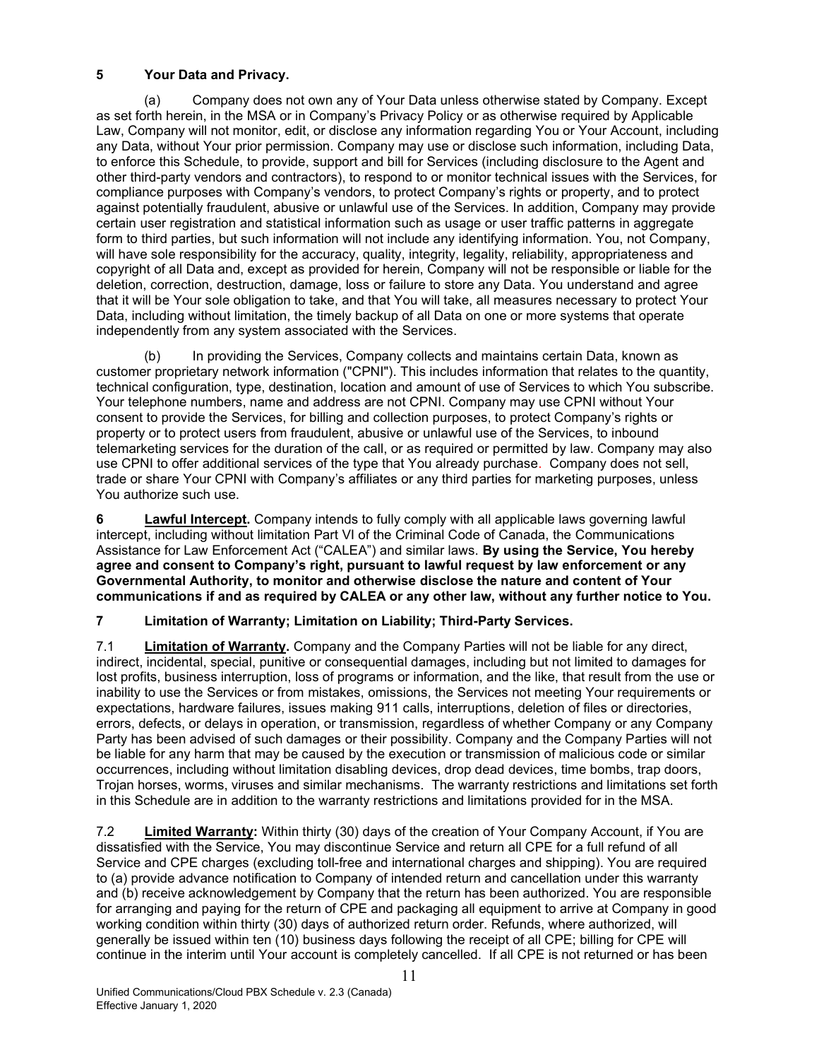## 5 Your Data and Privacy.

(a) Company does not own any of Your Data unless otherwise stated by Company. Except as set forth herein, in the MSA or in Company's Privacy Policy or as otherwise required by Applicable Law, Company will not monitor, edit, or disclose any information regarding You or Your Account, including any Data, without Your prior permission. Company may use or disclose such information, including Data, to enforce this Schedule, to provide, support and bill for Services (including disclosure to the Agent and other third-party vendors and contractors), to respond to or monitor technical issues with the Services, for compliance purposes with Company's vendors, to protect Company's rights or property, and to protect against potentially fraudulent, abusive or unlawful use of the Services. In addition, Company may provide certain user registration and statistical information such as usage or user traffic patterns in aggregate form to third parties, but such information will not include any identifying information. You, not Company, will have sole responsibility for the accuracy, quality, integrity, legality, reliability, appropriateness and copyright of all Data and, except as provided for herein, Company will not be responsible or liable for the deletion, correction, destruction, damage, loss or failure to store any Data. You understand and agree that it will be Your sole obligation to take, and that You will take, all measures necessary to protect Your Data, including without limitation, the timely backup of all Data on one or more systems that operate independently from any system associated with the Services.

(b) In providing the Services, Company collects and maintains certain Data, known as customer proprietary network information ("CPNI"). This includes information that relates to the quantity, technical configuration, type, destination, location and amount of use of Services to which You subscribe. Your telephone numbers, name and address are not CPNI. Company may use CPNI without Your consent to provide the Services, for billing and collection purposes, to protect Company's rights or property or to protect users from fraudulent, abusive or unlawful use of the Services, to inbound telemarketing services for the duration of the call, or as required or permitted by law. Company may also use CPNI to offer additional services of the type that You already purchase. Company does not sell, trade or share Your CPNI with Company's affiliates or any third parties for marketing purposes, unless You authorize such use.

**6 Lawful Intercept.** Company intends to fully comply with all applicable laws governing lawful intercept, including without limitation Part VI of the Criminal Code of Canada, the Communications Assistance for Law Enforcement Act ("CALEA") and similar laws. **By using the Service, You hereby agree and consent to Company's right, pursuant to lawful request by law enforcement or any Governmental Authority, to monitor and otherwise disclose the nature and content of Your communications if and as required by CALEA or any other law, without any further notice to You.**

## 7 Limitation of Warranty; Limitation on Liability; Third-Party Services.

7.1 **Limitation of Warranty.** Company and the Company Parties will not be liable for any direct, indirect, incidental, special, punitive or consequential damages, including but not limited to damages for lost profits, business interruption, loss of programs or information, and the like, that result from the use or inability to use the Services or from mistakes, omissions, the Services not meeting Your requirements or expectations, hardware failures, issues making 911 calls, interruptions, deletion of files or directories, errors, defects, or delays in operation, or transmission, regardless of whether Company or any Company Party has been advised of such damages or their possibility. Company and the Company Parties will not be liable for any harm that may be caused by the execution or transmission of malicious code or similar occurrences, including without limitation disabling devices, drop dead devices, time bombs, trap doors, Trojan horses, worms, viruses and similar mechanisms. The warranty restrictions and limitations set forth in this Schedule are in addition to the warranty restrictions and limitations provided for in the MSA.

7.2 **Limited Warranty:** Within thirty (30) days of the creation of Your Company Account, if You are dissatisfied with the Service, You may discontinue Service and return all CPE for a full refund of all Service and CPE charges (excluding toll-free and international charges and shipping). You are required to (a) provide advance notification to Company of intended return and cancellation under this warranty and (b) receive acknowledgement by Company that the return has been authorized. You are responsible for arranging and paying for the return of CPE and packaging all equipment to arrive at Company in good working condition within thirty (30) days of authorized return order. Refunds, where authorized, will generally be issued within ten (10) business days following the receipt of all CPE; billing for CPE will continue in the interim until Your account is completely cancelled. If all CPE is not returned or has been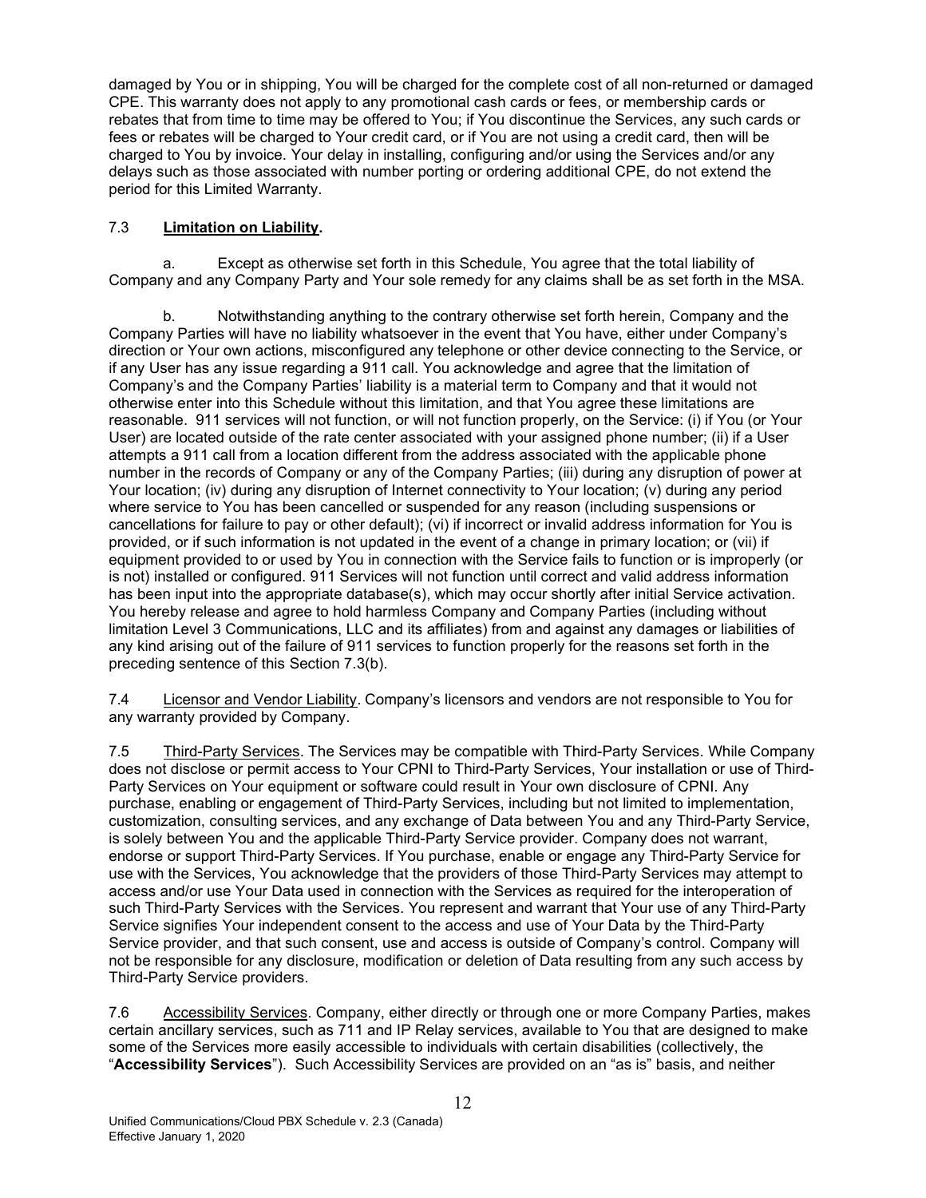damaged by You or in shipping, You will be charged for the complete cost of all non-returned or damaged CPE. This warranty does not apply to any promotional cash cards or fees, or membership cards or rebates that from time to time may be offered to You; if You discontinue the Services, any such cards or fees or rebates will be charged to Your credit card, or if You are not using a credit card, then will be charged to You by invoice. Your delay in installing, configuring and/or using the Services and/or any delays such as those associated with number porting or ordering additional CPE, do not extend the period for this Limited Warranty.

7.3 **Limitation on Liability.**

a. Except as otherwise set forth in this Schedule, You agree that the total liability of Company and any Company Party and Your sole remedy for any claims shall be as set forth in the MSA.

b. Notwithstanding anything to the contrary otherwise set forth herein, Company and the Company Parties will have no liability whatsoever in the event that You have, either under Company's direction or Your own actions, misconfigured any telephone or other device connecting to the Service, or if any User has any issue regarding a 911 call. You acknowledge and agree that the limitation of Company's and the Company Parties' liability is a material term to Company and that it would not otherwise enter into this Schedule without this limitation, and that You agree these limitations are reasonable. 911 services will not function, or will not function properly, on the Service: (i) if You (or Your User) are located outside of the rate center associated with your assigned phone number; (ii) if a User attempts a 911 call from a location different from the address associated with the applicable phone number in the records of Company or any of the Company Parties; (iii) during any disruption of power at Your location; (iv) during any disruption of Internet connectivity to Your location; (v) during any period where service to You has been cancelled or suspended for any reason (including suspensions or cancellations for failure to pay or other default); (vi) if incorrect or invalid address information for You is provided, or if such information is not updated in the event of a change in primary location; or (vii) if equipment provided to or used by You in connection with the Service fails to function or is improperly (or is not) installed or configured. 911 Services will not function until correct and valid address information has been input into the appropriate database(s), which may occur shortly after initial Service activation. You hereby release and agree to hold harmless Company and Company Parties (including without limitation Level 3 Communications, LLC and its affiliates) from and against any damages or liabilities of any kind arising out of the failure of 911 services to function properly for the reasons set forth in the preceding sentence of this Section 7.3(b).

7.4 Licensor and Vendor Liability. Company's licensors and vendors are not responsible to You for any warranty provided by Company.

7.5 Third-Party Services. The Services may be compatible with Third-Party Services. While Company does not disclose or permit access to Your CPNI to Third-Party Services, Your installation or use of Third-Party Services on Your equipment or software could result in Your own disclosure of CPNI. Any purchase, enabling or engagement of Third-Party Services, including but not limited to implementation, customization, consulting services, and any exchange of Data between You and any Third-Party Service, is solely between You and the applicable Third-Party Service provider. Company does not warrant, endorse or support Third-Party Services. If You purchase, enable or engage any Third-Party Service for use with the Services, You acknowledge that the providers of those Third-Party Services may attempt to access and/or use Your Data used in connection with the Services as required for the interoperation of such Third-Party Services with the Services. You represent and warrant that Your use of any Third-Party Service signifies Your independent consent to the access and use of Your Data by the Third-Party Service provider, and that such consent, use and access is outside of Company's control. Company will not be responsible for any disclosure, modification or deletion of Data resulting from any such access by Third-Party Service providers.

7.6 Accessibility Services. Company, either directly or through one or more Company Parties, makes certain ancillary services, such as 711 and IP Relay services, available to You that are designed to make some of the Services more easily accessible to individuals with certain disabilities (collectively, the "**Accessibility Services**"). Such Accessibility Services are provided on an "as is" basis, and neither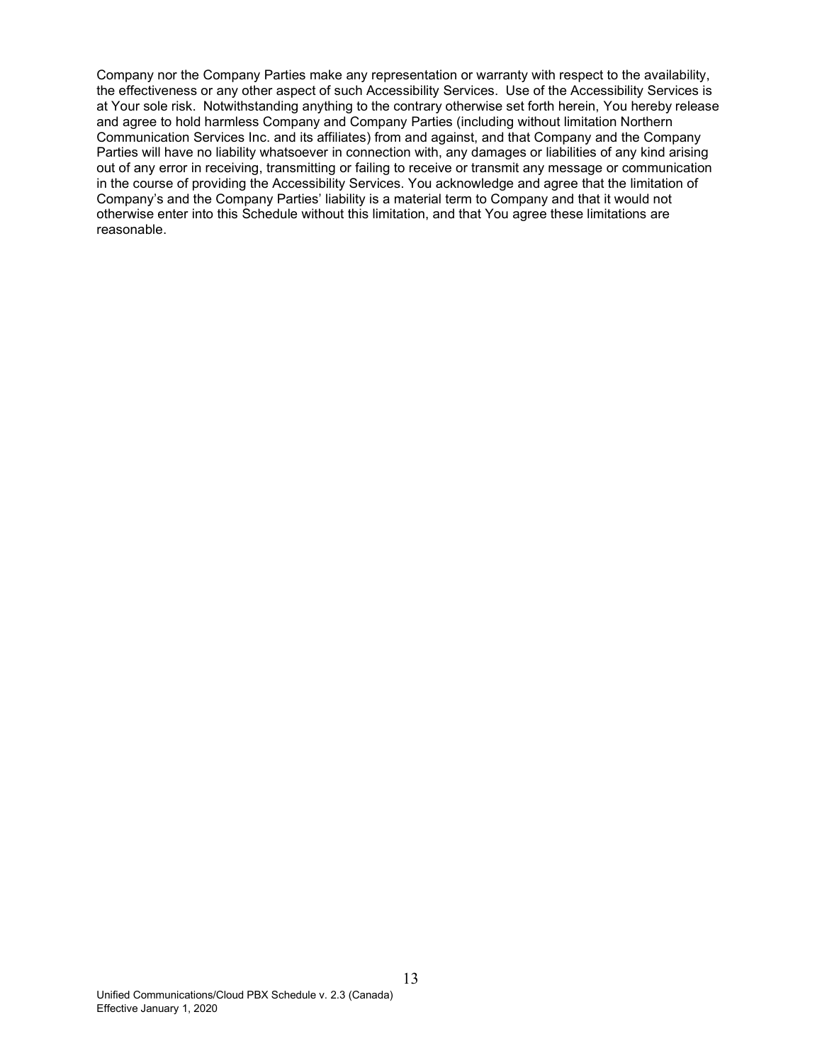Company nor the Company Parties make any representation or warranty with respect to the availability, the effectiveness or any other aspect of such Accessibility Services. Use of the Accessibility Services is at Your sole risk. Notwithstanding anything to the contrary otherwise set forth herein, You hereby release and agree to hold harmless Company and Company Parties (including without limitation Northern Communication Services Inc. and its affiliates) from and against, and that Company and the Company Parties will have no liability whatsoever in connection with, any damages or liabilities of any kind arising out of any error in receiving, transmitting or failing to receive or transmit any message or communication in the course of providing the Accessibility Services. You acknowledge and agree that the limitation of Company's and the Company Parties' liability is a material term to Company and that it would not otherwise enter into this Schedule without this limitation, and that You agree these limitations are reasonable.